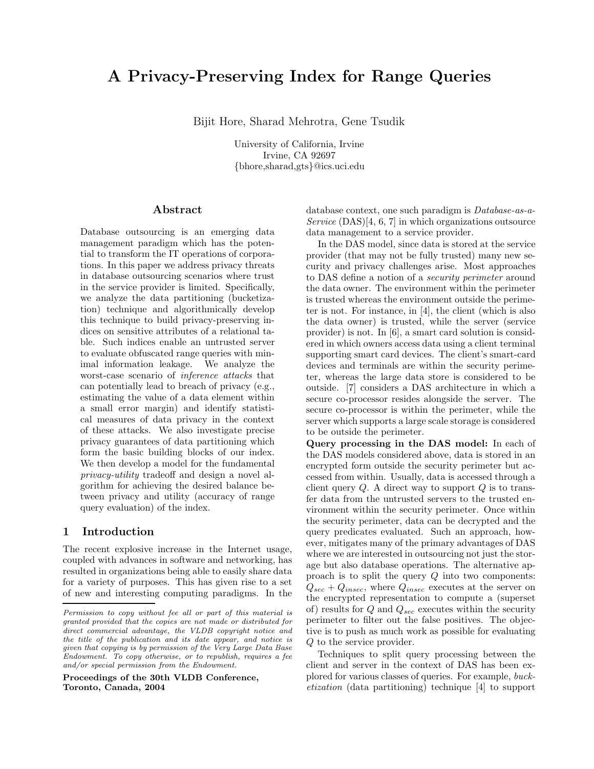# A Privacy-Preserving Index for Range Queries

Bijit Hore, Sharad Mehrotra, Gene Tsudik

University of California, Irvine
Irvine, CA 92697
{bhore,sharad,gts}@ics.uci.edu

## Abstract

Database outsourcing is an emerging data management paradigm which has the potential to transform the IT operations of corporations. In this paper we address privacy threats in database outsourcing scenarios where trust in the service provider is limited. Specifically, we analyze the data partitioning (bucketization) technique and algorithmically develop this technique to build privacy-preserving indices on sensitive attributes of a relational table. Such indices enable an untrusted server to evaluate obfuscated range queries with minimal information leakage. We analyze the worst-case scenario of *inference attacks* that can potentially lead to breach of privacy (e.g., estimating the value of a data element within a small error margin) and identify statistical measures of data privacy in the context of these attacks. We also investigate precise privacy guarantees of data partitioning which form the basic building blocks of our index. We then develop a model for the fundamental *privacy-utility* tradeoff and design a novel algorithm for achieving the desired balance between privacy and utility (accuracy of range query evaluation) of the index.

## 1 Introduction

The recent explosive increase in the Internet usage, coupled with advances in software and networking, has resulted in organizations being able to easily share data for a variety of purposes. This has given rise to a set of new and interesting computing paradigms. In the database context, one such paradigm is *Database-as-a-Service* (DAS)[4, 6, 7] in which organizations outsource data management to a service provider.

In the DAS model, since data is stored at the service provider (that may not be fully trusted) many new security and privacy challenges arise. Most approaches to DAS define a notion of a *security perimeter* around the data owner. The environment within the perimeter is trusted whereas the environment outside the perimeter is not. For instance, in [4], the client (which is also the data owner) is trusted, while the server (service provider) is not. In [6], a smart card solution is considered in which owners access data using a client terminal supporting smart card devices. The client's smart-card devices and terminals are within the security perimeter, whereas the large data store is considered to be outside. [7] considers a DAS architecture in which a secure co-processor resides alongside the server. The secure co-processor is within the perimeter, while the server which supports a large scale storage is considered to be outside the perimeter.

**Query processing in the DAS model:** In each of the DAS models considered above, data is stored in an encrypted form outside the security perimeter but accessed from within. Usually, data is accessed through a client query $Q$. A direct way to support $Q$ is to transfer data from the untrusted servers to the trusted environment within the security perimeter. Once within the security perimeter, data can be decrypted and the query predicates evaluated. Such an approach, however, mitigates many of the primary advantages of DAS where we are interested in outsourcing not just the storage but also database operations. The alternative approach is to split the query $Q$ into two components: $Q_{sec} + Q_{insec}$, where $Q_{insec}$ executes at the server on the encrypted representation to compute a (superset of) results for $Q$ and $Q_{sec}$ executes within the security perimeter to filter out the false positives. The objective is to push as much work as possible for evaluating $Q$ to the service provider.

Techniques to split query processing between the client and server in the context of DAS has been explored for various classes of queries. For example, *bucketization* (data partitioning) technique [4] to support

---

*Permission to copy without fee all or part of this material is granted provided that the copies are not made or distributed for direct commercial advantage, the VLDB copyright notice and the title of the publication and its date appear, and notice is given that copying is by permission of the Very Large Data Base Endowment. To copy otherwise, or to republish, requires a fee and/or special permission from the Endowment.*

**Proceedings of the 30th VLDB Conference, Toronto, Canada, 2004**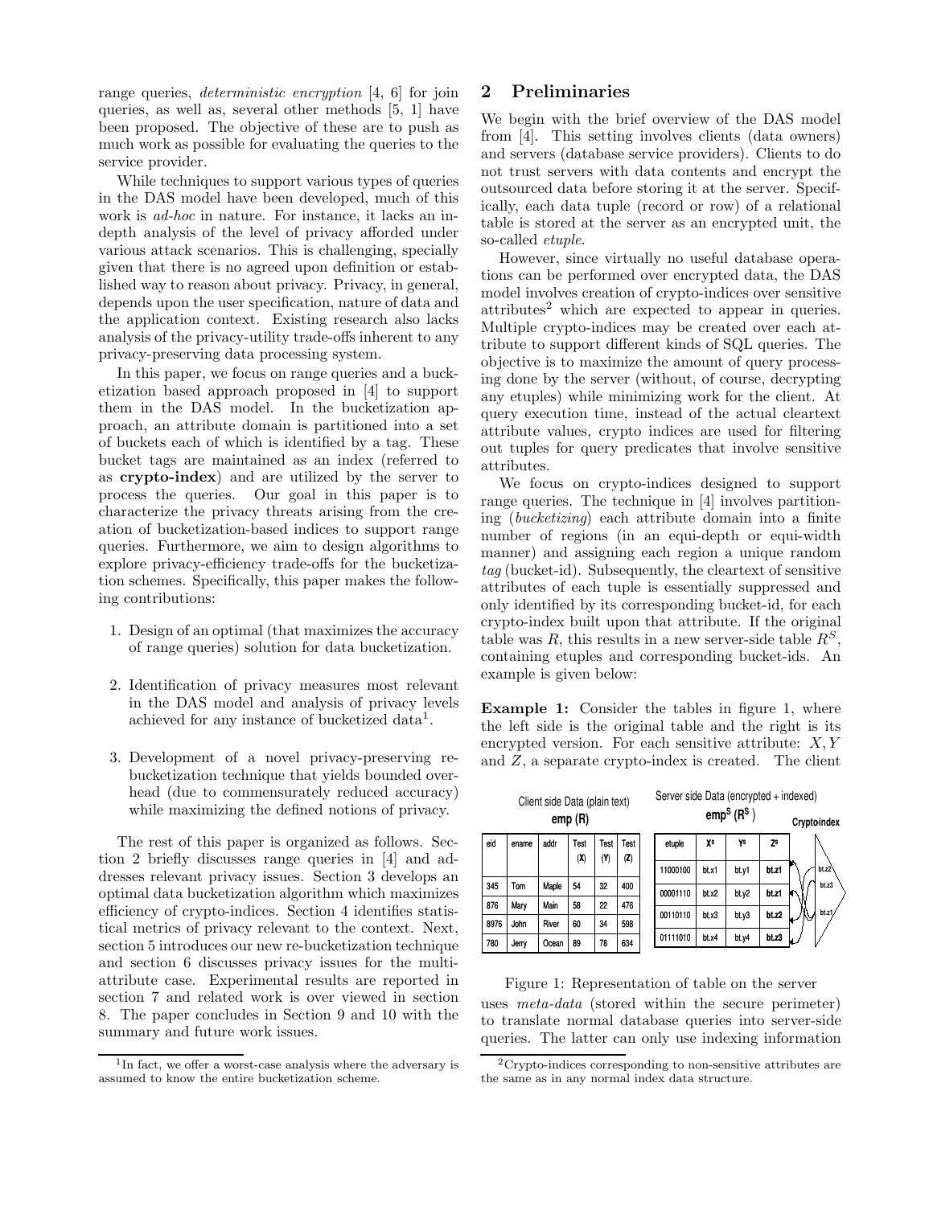range queries, *deterministic encryption* [4, 6] for join queries, as well as, several other methods [5, 1] have been proposed. The objective of these are to push as much work as possible for evaluating the queries to the service provider.

While techniques to support various types of queries in the DAS model have been developed, much of this work is *ad-hoc* in nature. For instance, it lacks an in-depth analysis of the level of privacy afforded under various attack scenarios. This is challenging, specially given that there is no agreed upon definition or established way to reason about privacy. Privacy, in general, depends upon the user specification, nature of data and the application context. Existing research also lacks analysis of the privacy-utility trade-offs inherent to any privacy-preserving data processing system.

In this paper, we focus on range queries and a bucketization based approach proposed in [4] to support them in the DAS model. In the bucketization approach, an attribute domain is partitioned into a set of buckets each of which is identified by a tag. These bucket tags are maintained as an index (referred to as **crypto-index**) and are utilized by the server to process the queries. Our goal in this paper is to characterize the privacy threats arising from the creation of bucketization-based indices to support range queries. Furthermore, we aim to design algorithms to explore privacy-efficiency trade-offs for the bucketization schemes. Specifically, this paper makes the following contributions:

1. Design of an optimal (that maximizes the accuracy of range queries) solution for data bucketization.
2. Identification of privacy measures most relevant in the DAS model and analysis of privacy levels achieved for any instance of bucketized data[1].
3. Development of a novel privacy-preserving re-bucketization technique that yields bounded overhead (due to commensurately reduced accuracy) while maximizing the defined notions of privacy.

The rest of this paper is organized as follows. Section 2 briefly discusses range queries in [4] and addresses relevant privacy issues. Section 3 develops an optimal data bucketization algorithm which maximizes efficiency of crypto-indices. Section 4 identifies statistical metrics of privacy relevant to the context. Next, section 5 introduces our new re-bucketization technique and section 6 discusses privacy issues for the multi-attribute case. Experimental results are reported in section 7 and related work is over viewed in section 8. The paper concludes in Section 9 and 10 with the summary and future work issues.

## 2 Preliminaries

We begin with the brief overview of the DAS model from [4]. This setting involves clients (data owners) and servers (database service providers). Clients to do not trust servers with data contents and encrypt the outsourced data before storing it at the server. Specifically, each data tuple (record or row) of a relational table is stored at the server as an encrypted unit, the so-called *etuple*.

However, since virtually no useful database operations can be performed over encrypted data, the DAS model involves creation of crypto-indices over sensitive attributes[2] which are expected to appear in queries. Multiple crypto-indices may be created over each attribute to support different kinds of SQL queries. The objective is to maximize the amount of query processing done by the server (without, of course, decrypting any etuples) while minimizing work for the client. At query execution time, instead of the actual cleartext attribute values, crypto indices are used for filtering out tuples for query predicates that involve sensitive attributes.

We focus on crypto-indices designed to support range queries. The technique in [4] involves partitioning (*bucketizing*) each attribute domain into a finite number of regions (in an equi-depth or equi-width manner) and assigning each region a unique random *tag* (bucket-id). Subsequently, the cleartext of sensitive attributes of each tuple is essentially suppressed and only identified by its corresponding bucket-id, for each crypto-index built upon that attribute. If the original table was $R$, this results in a new server-side table $R^S$, containing etuples and corresponding bucket-ids. An example is given below:

**Example 1:** Consider the tables in figure 1, where the left side is the original table and the right is its encrypted version. For each sensitive attribute: $X, Y$ and $Z$, a separate crypto-index is created. The client uses *meta-data* (stored within the secure perimeter) to translate normal database queries into server-side queries. The latter can only use indexing information

Client side Data (plain text)
**emp (R)**

| eid | ename | addr | Test (X) | Test (Y) | Test (Z) |
|---|---|---|---|---|---|
| 345 | Tom | Maple | 54 | 32 | 400 |
| 876 | Mary | Main | 58 | 22 | 476 |
| 8976 | John | River | 60 | 34 | 598 |
| 780 | Jerry | Ocean | 89 | 78 | 634 |

Server side Data (encrypted + indexed)
**emp$^S$ (R$^S$)**

| etuple | X$^s$ | Y$^s$ | Z$^s$ |
|---|---|---|---|
| 11000100 | bt.x1 | bt.y1 | **bt.z1** |
| 00001110 | bt.x2 | bt.y2 | **bt.z1** |
| 00110110 | bt.x3 | bt.y3 | **bt.z2** |
| 01111010 | bt.x4 | bt.y4 | **bt.z3** |

Crypto-index: bt.z2, bt.z3, bt.z1

Figure 1: Representation of table on the server

[1] In fact, we offer a worst-case analysis where the adversary is assumed to know the entire bucketization scheme.

[2] Crypto-indices corresponding to non-sensitive attributes are the same as in any normal index data structure.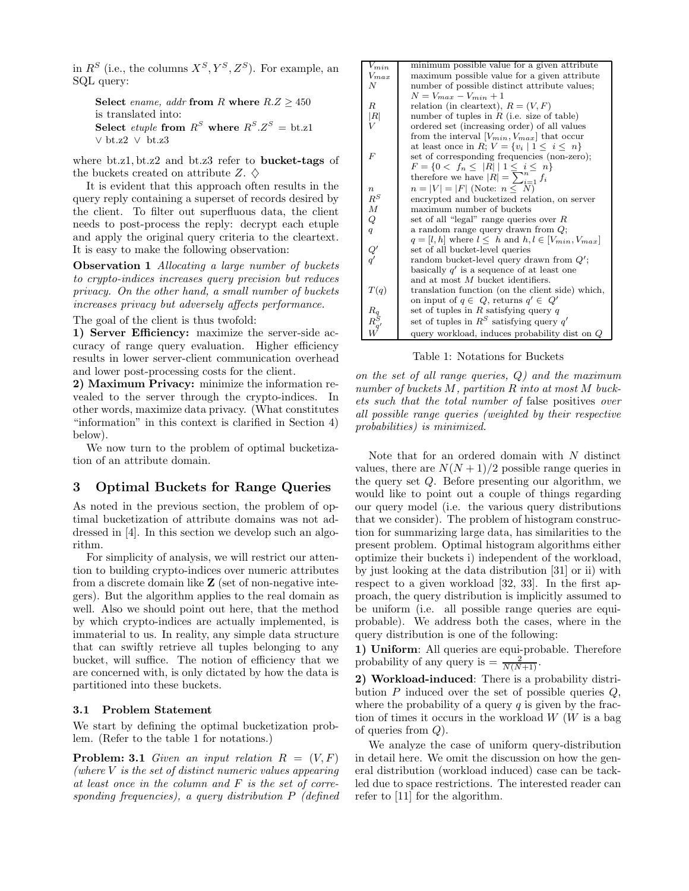in $R^S$ (i.e., the columns $X^S, Y^S, Z^S$). For example, an SQL query:

> **Select** *ename, addr* **from** $R$ **where** $R.Z \geq 450$
> is translated into:
> **Select** *etuple* **from** $R^S$ **where** $R^S.Z^S$ = bt.z1 $\vee$ bt.z2 $\vee$ bt.z3

where bt.z1, bt.z2 and bt.z3 refer to **bucket-tags** of the buckets created on attribute $Z$. $\diamondsuit$

It is evident that this approach often results in the query reply containing a superset of records desired by the client. To filter out superfluous data, the client needs to post-process the reply: decrypt each etuple and apply the original query criteria to the cleartext. It is easy to make the following observation:

**Observation 1** *Allocating a large number of buckets to crypto-indices increases query precision but reduces privacy. On the other hand, a small number of buckets increases privacy but adversely affects performance.*

The goal of the client is thus twofold:

**1) Server Efficiency:** maximize the server-side accuracy of range query evaluation. Higher efficiency results in lower server-client communication overhead and lower post-processing costs for the client.

**2) Maximum Privacy:** minimize the information revealed to the server through the crypto-indices. In other words, maximize data privacy. (What constitutes "information" in this context is clarified in Section 4) below).

We now turn to the problem of optimal bucketization of an attribute domain.

## 3 Optimal Buckets for Range Queries

As noted in the previous section, the problem of optimal bucketization of attribute domains was not addressed in [4]. In this section we develop such an algorithm.

For simplicity of analysis, we will restrict our attention to building crypto-indices over numeric attributes from a discrete domain like **Z** (set of non-negative integers). But the algorithm applies to the real domain as well. Also we should point out here, that the method by which crypto-indices are actually implemented, is immaterial to us. In reality, any simple data structure that can swiftly retrieve all tuples belonging to any bucket, will suffice. The notion of efficiency that we are concerned with, is only dictated by how the data is partitioned into these buckets.

### 3.1 Problem Statement

We start by defining the optimal bucketization problem. (Refer to the table 1 for notations.)

| | |
|---|---|
| $V_{min}$ | minimum possible value for a given attribute |
| $V_{max}$ | maximum possible value for a given attribute |
| $N$ | number of possible distinct attribute values; $N = V_{max} - V_{min} + 1$ |
| $R$ | relation (in cleartext), $R = (V, F)$ |
| $\|R\|$ | number of tuples in $R$ (i.e. size of table) |
| $V$ | ordered set (increasing order) of all values from the interval $[V_{min}, V_{max}]$ that occur at least once in $R$; $V = \{v_i \mid 1 \leq i \leq n\}$ |
| $F$ | set of corresponding frequencies (non-zero); $F = \{0 < f_n \leq \|R\| \mid 1 \leq i \leq n\}$ therefore we have $\|R\| = \sum_{i=1}^{n} f_i$ |
| $n$ | $n = \|V\| = \|F\|$ (Note: $n \leq N$) |
| $R^S$ | encrypted and bucketized relation, on server |
| $M$ | maximum number of buckets |
| $Q$ | set of all "legal" range queries over $R$ |
| $q$ | a random range query drawn from $Q$; $q = [l, h]$ where $l \leq h$ and $h, l \in [V_{min}, V_{max}]$ |
| $Q'$ | set of all bucket-level queries |
| $q'$ | random bucket-level query drawn from $Q'$; basically $q'$ is a sequence of at least one and at most $M$ bucket identifiers. |
| $T(q)$ | translation function (on the client side) which, on input of $q \in Q$, returns $q' \in Q'$ |
| $R_q$ | set of tuples in $R$ satisfying query $q$ |
| $R^S_{q'}$ | set of tuples in $R^S$ satisfying query $q'$ |
| $W$ | query workload, induces probability dist on $Q$ |

Table 1: Notations for Buckets

**Problem: 3.1** *Given an input relation $R = (V, F)$ (where $V$ is the set of distinct numeric values appearing at least once in the column and $F$ is the set of corresponding frequencies), a query distribution $P$ (defined on the set of all range queries, $Q$) and the maximum number of buckets $M$, partition $R$ into at most $M$ buckets such that the total number of* false positives *over all possible range queries (weighted by their respective probabilities) is minimized.*

Note that for an ordered domain with $N$ distinct values, there are $N(N + 1)/2$ possible range queries in the query set $Q$. Before presenting our algorithm, we would like to point out a couple of things regarding our query model (i.e. the various query distributions that we consider). The problem of histogram construction for summarizing large data, has similarities to the present problem. Optimal histogram algorithms either optimize their buckets i) independent of the workload, by just looking at the data distribution [31] or ii) with respect to a given workload [32, 33]. In the first approach, the query distribution is implicitly assumed to be uniform (i.e. all possible range queries are equiprobable). We address both the cases, where in the query distribution is one of the following:

**1) Uniform**: All queries are equi-probable. Therefore probability of any query is $= \frac{2}{N(N+1)}$.

**2) Workload-induced**: There is a probability distribution $P$ induced over the set of possible queries $Q$, where the probability of a query $q$ is given by the fraction of times it occurs in the workload $W$ ($W$ is a bag of queries from $Q$).

We analyze the case of uniform query-distribution in detail here. We omit the discussion on how the general distribution (workload induced) case can be tackled due to space restrictions. The interested reader can refer to [11] for the algorithm.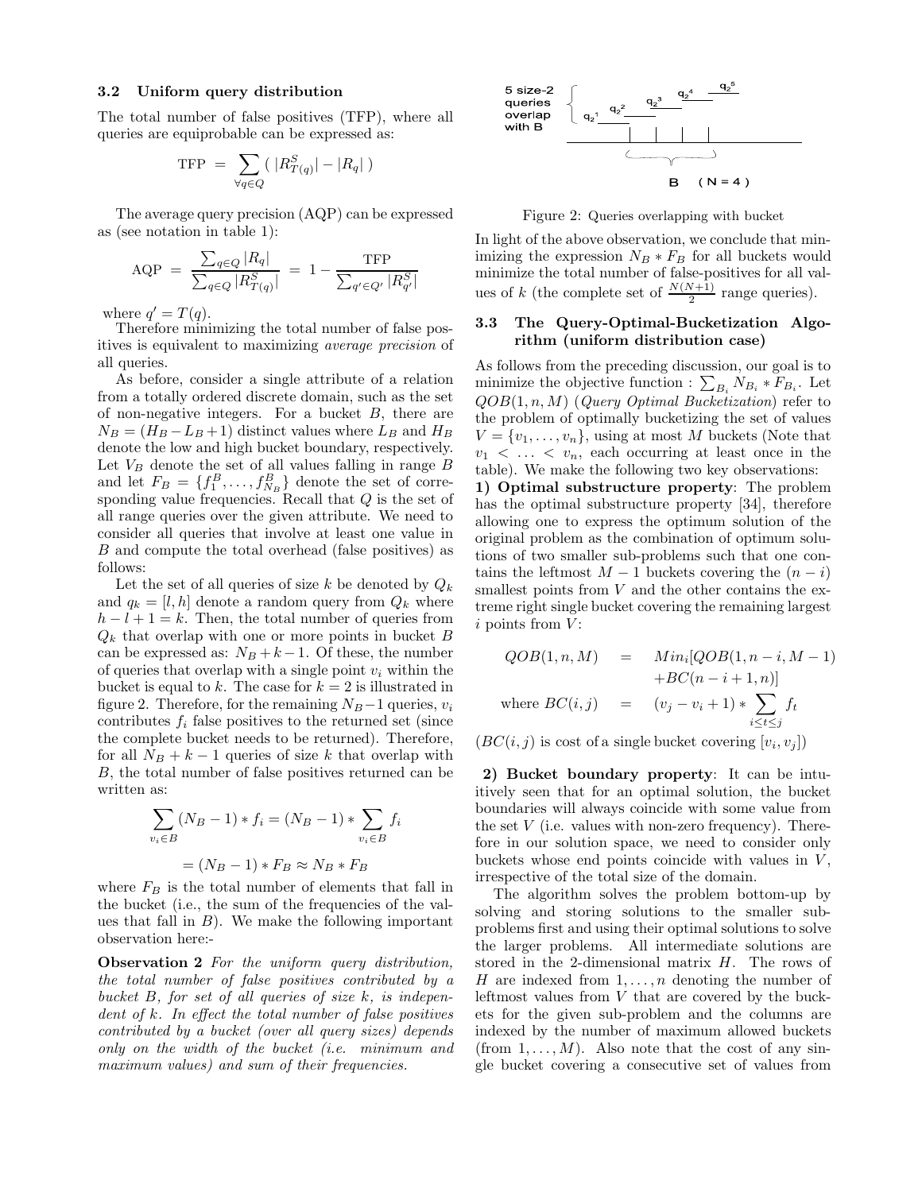### 3.2 Uniform query distribution

The total number of false positives (TFP), where all queries are equiprobable can be expressed as:

$$\text{TFP} = \sum_{\forall q \in Q} ( \, |R^S_{T(q)}| - |R_q| \, )$$

The average query precision (AQP) can be expressed as (see notation in table 1):

$$\text{AQP} = \frac{\sum_{q \in Q} |R_q|}{\sum_{q \in Q} |R^S_{T(q)}|} = 1 - \frac{\text{TFP}}{\sum_{q' \in Q'} |R^S_{q'}|}$$

where $q' = T(q)$.

Therefore minimizing the total number of false positives is equivalent to maximizing *average precision* of all queries.

As before, consider a single attribute of a relation from a totally ordered discrete domain, such as the set of non-negative integers. For a bucket $B$, there are $N_B = (H_B - L_B + 1)$ distinct values where $L_B$ and $H_B$ denote the low and high bucket boundary, respectively. Let $V_B$ denote the set of all values falling in range $B$ and let $F_B = \{f^B_1, \ldots, f^B_{N_B}\}$ denote the set of corresponding value frequencies. Recall that $Q$ is the set of all range queries over the given attribute. We need to consider all queries that involve at least one value in $B$ and compute the total overhead (false positives) as follows:

Let the set of all queries of size $k$ be denoted by $Q_k$ and $q_k = [l, h]$ denote a random query from $Q_k$ where $h - l + 1 = k$. Then, the total number of queries from $Q_k$ that overlap with one or more points in bucket $B$ can be expressed as: $N_B + k - 1$. Of these, the number of queries that overlap with a single point $v_i$ within the bucket is equal to $k$. The case for $k = 2$ is illustrated in figure 2. Therefore, for the remaining $N_B - 1$ queries, $v_i$ contributes $f_i$ false positives to the returned set (since the complete bucket needs to be returned). Therefore, for all $N_B + k - 1$ queries of size $k$ that overlap with $B$, the total number of false positives returned can be written as:

$$\sum_{v_i \in B} (N_B - 1) * f_i = (N_B - 1) * \sum_{v_i \in B} f_i$$

$$= (N_B - 1) * F_B \approx N_B * F_B$$

where $F_B$ is the total number of elements that fall in the bucket (i.e., the sum of the frequencies of the values that fall in $B$). We make the following important observation here:-

**Observation 2** *For the uniform query distribution, the total number of false positives contributed by a bucket B, for set of all queries of size k, is independent of k. In effect the total number of false positives contributed by a bucket (over all query sizes) depends only on the width of the bucket (i.e. minimum and maximum values) and sum of their frequencies.*

Figure 2: Queries overlapping with bucket

In light of the above observation, we conclude that minimizing the expression $N_B * F_B$ for all buckets would minimize the total number of false-positives for all values of $k$ (the complete set of $\frac{N(N+1)}{2}$ range queries).

### 3.3 The Query-Optimal-Bucketization Algorithm (uniform distribution case)

As follows from the preceding discussion, our goal is to minimize the objective function : $\sum_{B_i} N_{B_i} * F_{B_i}$. Let $QOB(1, n, M)$ (*Query Optimal Bucketization*) refer to the problem of optimally bucketizing the set of values $V = \{v_1, \ldots, v_n\}$, using at most $M$ buckets (Note that $v_1 < \ldots < v_n$, each occurring at least once in the table). We make the following two key observations:

**1) Optimal substructure property**: The problem has the optimal substructure property [34], therefore allowing one to express the optimum solution of the original problem as the combination of optimum solutions of two smaller sub-problems such that one contains the leftmost $M - 1$ buckets covering the $(n - i)$ smallest points from $V$ and the other contains the extreme right single bucket covering the remaining largest $i$ points from $V$:

$$\begin{aligned} QOB(1, n, M) &= Min_i[QOB(1, n-i, M-1) \\ &\quad + BC(n-i+1, n)] \\ \text{where } BC(i, j) &= (v_j - v_i + 1) * \sum_{i \le t \le j} f_t \end{aligned}$$

($BC(i, j)$ is cost of a single bucket covering $[v_i, v_j]$)

**2) Bucket boundary property**: It can be intuitively seen that for an optimal solution, the bucket boundaries will always coincide with some value from the set $V$ (i.e. values with non-zero frequency). Therefore in our solution space, we need to consider only buckets whose end points coincide with values in $V$, irrespective of the total size of the domain.

The algorithm solves the problem bottom-up by solving and storing solutions to the smaller sub-problems first and using their optimal solutions to solve the larger problems. All intermediate solutions are stored in the 2-dimensional matrix $H$. The rows of $H$ are indexed from $1, \ldots, n$ denoting the number of leftmost values from $V$ that are covered by the buckets for the given sub-problem and the columns are indexed by the number of maximum allowed buckets (from $1, \ldots, M$). Also note that the cost of any single bucket covering a consecutive set of values from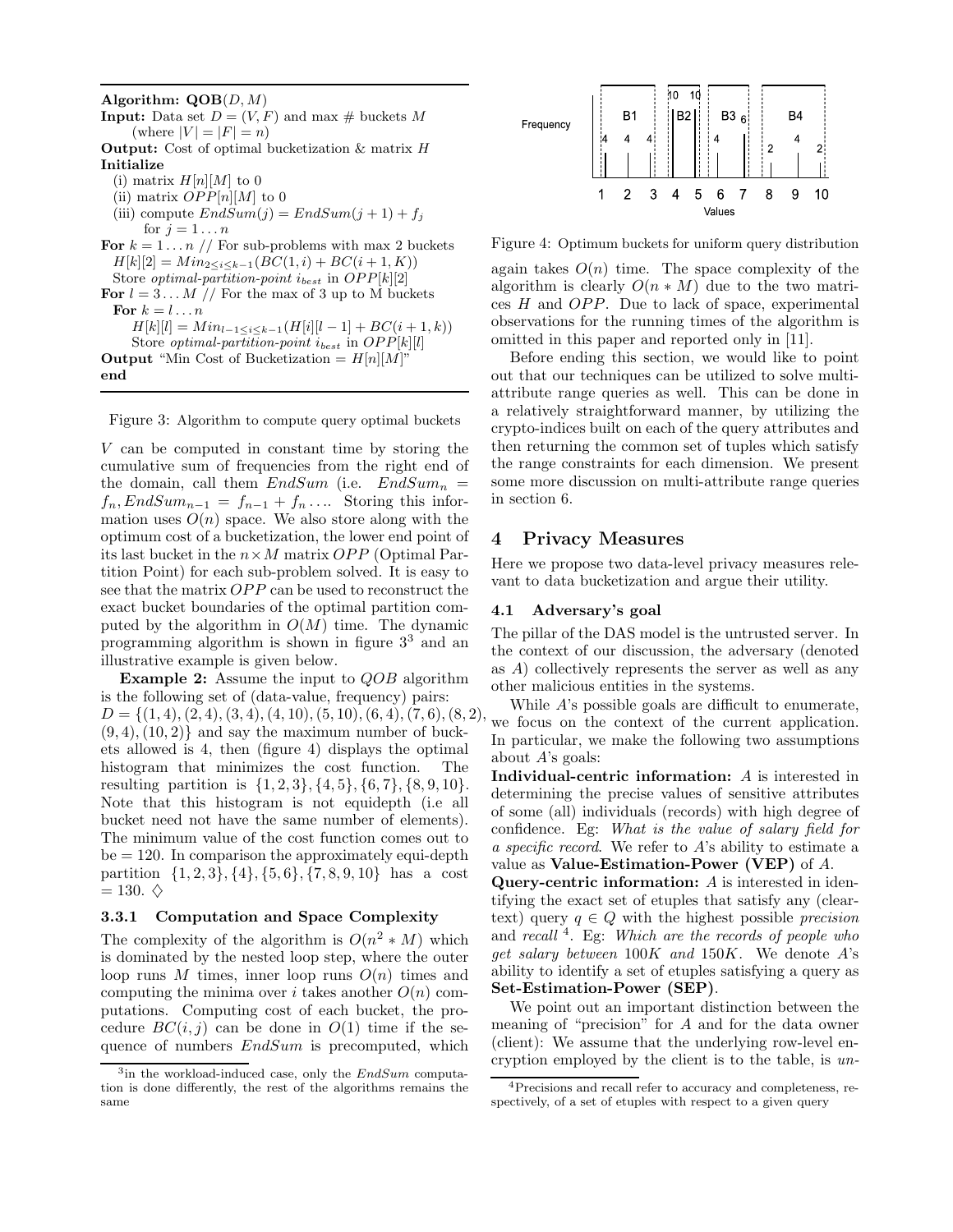**Algorithm: QOB**$(D, M)$

**Input:** Data set $D = (V, F)$ and max # buckets $M$ (where $|V| = |F| = n$)

**Output:** Cost of optimal bucketization & matrix $H$

**Initialize**

(i) matrix $H[n][M]$ to 0

(ii) matrix $OPP[n][M]$ to 0

(iii) compute $EndSum(j) = EndSum(j+1) + f_j$ for $j = 1 \ldots n$

**For** $k = 1 \ldots n$ // For sub-problems with max 2 buckets

$H[k][2] = Min_{2 \leq i \leq k-1}(BC(1, i) + BC(i+1, K))$

Store *optimal-partition-point* $i_{best}$ in $OPP[k][2]$

**For** $l = 3 \ldots M$ // For the max of 3 up to M buckets

**For** $k = l \ldots n$

$H[k][l] = Min_{l-1 \leq i \leq k-1}(H[i][l-1] + BC(i+1, k))$

Store *optimal-partition-point* $i_{best}$ in $OPP[k][l]$

**Output** "Min Cost of Bucketization = $H[n][M]$"

**end**

Figure 3: Algorithm to compute query optimal buckets

$V$ can be computed in constant time by storing the cumulative sum of frequencies from the right end of the domain, call them $EndSum$ (i.e. $EndSum_n = f_n, EndSum_{n-1} = f_{n-1} + f_n \ldots$. Storing this information uses $O(n)$ space. We also store along with the optimum cost of a bucketization, the lower end point of its last bucket in the $n \times M$ matrix $OPP$ (Optimal Partition Point) for each sub-problem solved. It is easy to see that the matrix $OPP$ can be used to reconstruct the exact bucket boundaries of the optimal partition computed by the algorithm in $O(M)$ time. The dynamic programming algorithm is shown in figure 3[3] and an illustrative example is given below.

**Example 2:** Assume the input to $QOB$ algorithm is the following set of (data-value, frequency) pairs: $D = \{(1,4),(2,4),(3,4),(4,10),(5,10),(6,4),(7,6),(8,2),(9,4),(10,2)\}$ and say the maximum number of buckets allowed is 4, then (figure 4) displays the optimal histogram that minimizes the cost function. The resulting partition is $\{1,2,3\},\{4,5\},\{6,7\},\{8,9,10\}$. Note that this histogram is not equidepth (i.e all bucket need not have the same number of elements). The minimum value of the cost function comes out to be = 120. In comparison the approximately equi-depth partition $\{1,2,3\},\{4\},\{5,6\},\{7,8,9,10\}$ has a cost = 130. ♢

### 3.3.1 Computation and Space Complexity

The complexity of the algorithm is $O(n^2 * M)$ which is dominated by the nested loop step, where the outer loop runs $M$ times, inner loop runs $O(n)$ times and computing the minima over $i$ takes another $O(n)$ computations. Computing cost of each bucket, the procedure $BC(i,j)$ can be done in $O(1)$ time if the sequence of numbers $EndSum$ is precomputed, which again takes $O(n)$ time. The space complexity of the algorithm is clearly $O(n * M)$ due to the two matrices $H$ and $OPP$. Due to lack of space, experimental observations for the running times of the algorithm is omitted in this paper and reported only in [11].

Figure 4: Optimum buckets for uniform query distribution

Before ending this section, we would like to point out that our techniques can be utilized to solve multi-attribute range queries as well. This can be done in a relatively straightforward manner, by utilizing the crypto-indices built on each of the query attributes and then returning the common set of tuples which satisfy the range constraints for each dimension. We present some more discussion on multi-attribute range queries in section 6.

## 4 Privacy Measures

Here we propose two data-level privacy measures relevant to data bucketization and argue their utility.

### 4.1 Adversary's goal

The pillar of the DAS model is the untrusted server. In the context of our discussion, the adversary (denoted as $A$) collectively represents the server as well as any other malicious entities in the systems.

While $A$'s possible goals are difficult to enumerate, we focus on the context of the current application. In particular, we make the following two assumptions about $A$'s goals:

**Individual-centric information:** $A$ is interested in determining the precise values of sensitive attributes of some (all) individuals (records) with high degree of confidence. Eg: *What is the value of salary field for a specific record*. We refer to $A$'s ability to estimate a value as **Value-Estimation-Power (VEP)** of $A$.

**Query-centric information:** $A$ is interested in identifying the exact set of etuples that satisfy any (cleartext) query $q \in Q$ with the highest possible *precision* and *recall* [4]. Eg: *Which are the records of people who get salary between* 100$K$ *and* 150$K$. We denote $A$'s ability to identify a set of etuples satisfying a query as **Set-Estimation-Power (SEP)**.

We point out an important distinction between the meaning of "precision" for $A$ and for the data owner (client): We assume that the underlying row-level encryption employed by the client is to the table, is *un-*

[3] in the workload-induced case, only the $EndSum$ computation is done differently, the rest of the algorithms remains the same

[4] Precisions and recall refer to accuracy and completeness, respectively, of a set of etuples with respect to a given query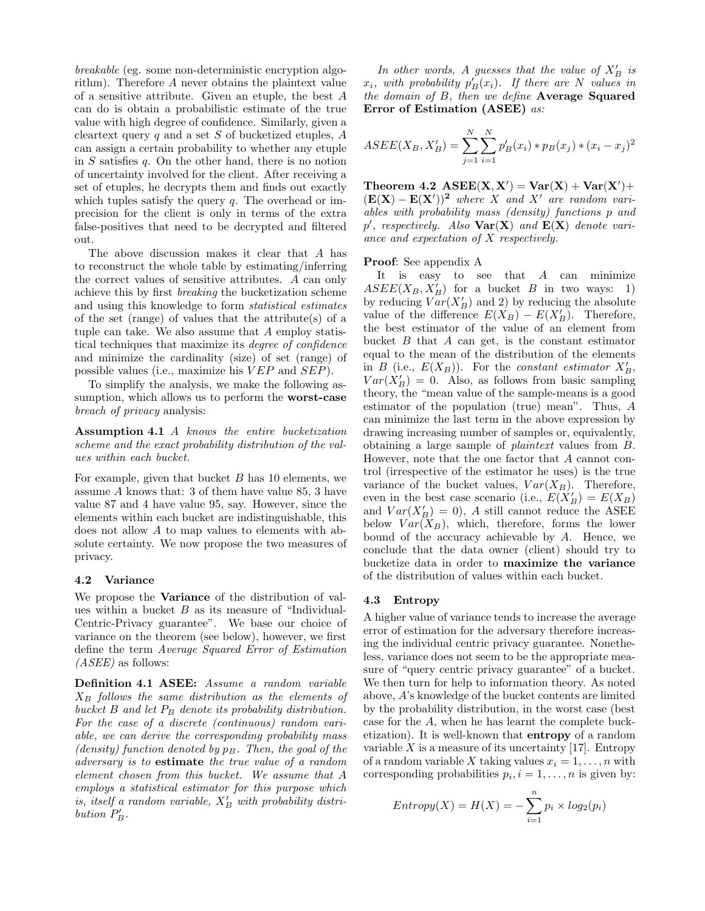*breakable* (eg. some non-deterministic encryption algorithm). Therefore $A$ never obtains the plaintext value of a sensitive attribute. Given an etuple, the best $A$ can do is obtain a probabilistic estimate of the true value with high degree of confidence. Similarly, given a cleartext query $q$ and a set $S$ of bucketized etuples, $A$ can assign a certain probability to whether any etuple in $S$ satisfies $q$. On the other hand, there is no notion of uncertainty involved for the client. After receiving a set of etuples, he decrypts them and finds out exactly which tuples satisfy the query $q$. The overhead or imprecision for the client is only in terms of the extra false-positives that need to be decrypted and filtered out.

The above discussion makes it clear that $A$ has to reconstruct the whole table by estimating/inferring the correct values of sensitive attributes. $A$ can only achieve this by first *breaking* the bucketization scheme and using this knowledge to form *statistical estimates* of the set (range) of values that the attribute(s) of a tuple can take. We also assume that $A$ employ statistical techniques that maximize its *degree of confidence* and minimize the cardinality (size) of set (range) of possible values (i.e., maximize his $VEP$ and $SEP$).

To simplify the analysis, we make the following assumption, which allows us to perform the **worst-case** *breach of privacy* analysis:

**Assumption 4.1** *A knows the entire bucketization scheme and the exact probability distribution of the values within each bucket.*

For example, given that bucket $B$ has 10 elements, we assume $A$ knows that: 3 of them have value 85, 3 have value 87 and 4 have value 95, say. However, since the elements within each bucket are indistinguishable, this does not allow $A$ to map values to elements with absolute certainty. We now propose the two measures of privacy.

### 4.2 Variance

We propose the **Variance** of the distribution of values within a bucket $B$ as its measure of "Individual-Centric-Privacy guarantee". We base our choice of variance on the theorem (see below), however, we first define the term *Average Squared Error of Estimation (ASEE)* as follows:

**Definition 4.1 ASEE:** *Assume a random variable $X_B$ follows the same distribution as the elements of bucket $B$ and let $P_B$ denote its probability distribution. For the case of a discrete (continuous) random variable, we can derive the corresponding probability mass (density) function denoted by $p_B$. Then, the goal of the adversary is to* **estimate** *the true value of a random element chosen from this bucket. We assume that $A$ employs a statistical estimator for this purpose which is, itself a random variable, $X'_B$ with probability distribution $P'_B$.*

*In other words, $A$ guesses that the value of $X'_B$ is $x_i$, with probability $p'_B(x_i)$. If there are $N$ values in the domain of $B$, then we define* **Average Squared Error of Estimation (ASEE)** *as:*

$$ASEE(X_B, X'_B) = \sum_{j=1}^{N}\sum_{i=1}^{N} p'_B(x_i) * p_B(x_j) * (x_i - x_j)^2$$

**Theorem 4.2** $\mathbf{ASEE(X, X') = Var(X) + Var(X') + (E(X) - E(X'))^2}$ *where $X$ and $X'$ are random variables with probability mass (density) functions $p$ and $p'$, respectively. Also $\mathbf{Var(X)}$ and $\mathbf{E(X)}$ denote variance and expectation of $X$ respectively.*

**Proof**: See appendix A

It is easy to see that $A$ can minimize $ASEE(X_B, X'_B)$ for a bucket $B$ in two ways: 1) by reducing $Var(X'_B)$ and 2) by reducing the absolute value of the difference $E(X_B) - E(X'_B)$. Therefore, the best estimator of the value of an element from bucket $B$ that $A$ can get, is the constant estimator equal to the mean of the distribution of the elements in $B$ (i.e., $E(X_B)$). For the *constant estimator* $X'_B$, $Var(X'_B) = 0$. Also, as follows from basic sampling theory, the "mean value of the sample-means is a good estimator of the population (true) mean". Thus, $A$ can minimize the last term in the above expression by drawing increasing number of samples or, equivalently, obtaining a large sample of *plaintext* values from $B$. However, note that the one factor that $A$ cannot control (irrespective of the estimator he uses) is the true variance of the bucket values, $Var(X_B)$. Therefore, even in the best case scenario (i.e., $E(X'_B) = E(X_B)$ and $Var(X'_B) = 0$), $A$ still cannot reduce the ASEE below $Var(X_B)$, which, therefore, forms the lower bound of the accuracy achievable by $A$. Hence, we conclude that the data owner (client) should try to bucketize data in order to **maximize the variance** of the distribution of values within each bucket.

### 4.3 Entropy

A higher value of variance tends to increase the average error of estimation for the adversary therefore increasing the individual centric privacy guarantee. Nonetheless, variance does not seem to be the appropriate measure of "query centric privacy guarantee" of a bucket. We then turn for help to information theory. As noted above, $A$'s knowledge of the bucket contents are limited by the probability distribution, in the worst case (best case for the $A$, when he has learnt the complete bucketization). It is well-known that **entropy** of a random variable $X$ is a measure of its uncertainty [17]. Entropy of a random variable $X$ taking values $x_i = 1, \ldots, n$ with corresponding probabilities $p_i, i = 1, \ldots, n$ is given by:

$$Entropy(X) = H(X) = -\sum_{i=1}^{n} p_i \times log_2(p_i)$$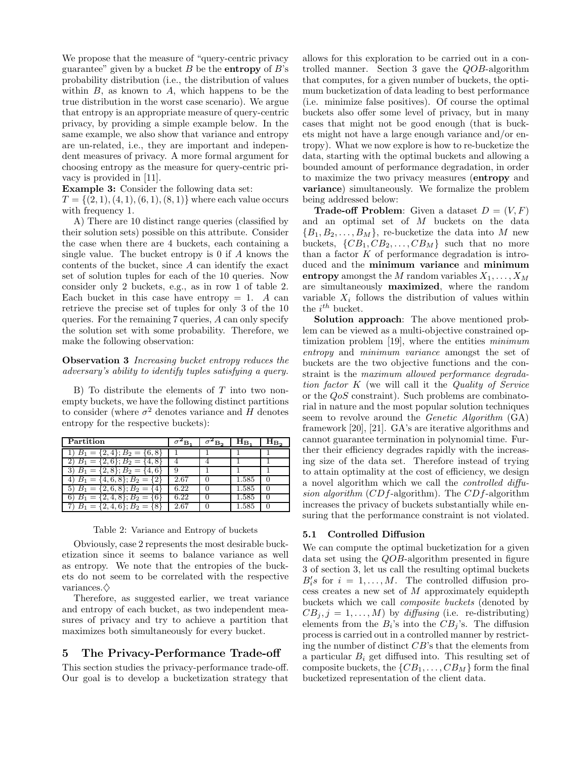We propose that the measure of "query-centric privacy guarantee" given by a bucket $B$ be the **entropy** of $B$'s probability distribution (i.e., the distribution of values within $B$, as known to $A$, which happens to be the true distribution in the worst case scenario). We argue that entropy is an appropriate measure of query-centric privacy, by providing a simple example below. In the same example, we also show that variance and entropy are un-related, i.e., they are important and independent measures of privacy. A more formal argument for choosing entropy as the measure for query-centric privacy is provided in [11].

**Example 3:** Consider the following data set:
$T = \{(2,1),(4,1),(6,1),(8,1)\}$ where each value occurs with frequency 1.

A) There are 10 distinct range queries (classified by their solution sets) possible on this attribute. Consider the case when there are 4 buckets, each containing a single value. The bucket entropy is 0 if $A$ knows the contents of the bucket, since $A$ can identify the exact set of solution tuples for each of the 10 queries. Now consider only 2 buckets, e.g., as in row 1 of table 2. Each bucket in this case have entropy = 1. $A$ can retrieve the precise set of tuples for only 3 of the 10 queries. For the remaining 7 queries, $A$ can only specify the solution set with some probability. Therefore, we make the following observation:

**Observation 3** *Increasing bucket entropy reduces the adversary's ability to identify tuples satisfying a query.*

B) To distribute the elements of $T$ into two non-empty buckets, we have the following distinct partitions to consider (where $\sigma^2$ denotes variance and $H$ denotes entropy for the respective buckets):

| Partition | $\sigma^2_{B_1}$ | $\sigma^2_{B_2}$ | $H_{B_1}$ | $H_{B_2}$ |
|---|---|---|---|---|
| 1) $B_1 = \{2,4\}; B_2 = \{6,8\}$ | 1 | 1 | 1 | 1 |
| 2) $B_1 = \{2,6\}; B_2 = \{4,8\}$ | 4 | 4 | 1 | 1 |
| 3) $B_1 = \{2,8\}; B_2 = \{4,6\}$ | 9 | 1 | 1 | 1 |
| 4) $B_1 = \{4,6,8\}; B_2 = \{2\}$ | 2.67 | 0 | 1.585 | 0 |
| 5) $B_1 = \{2,6,8\}; B_2 = \{4\}$ | 6.22 | 0 | 1.585 | 0 |
| 6) $B_1 = \{2,4,8\}; B_2 = \{6\}$ | 6.22 | 0 | 1.585 | 0 |
| 7) $B_1 = \{2,4,6\}; B_2 = \{8\}$ | 2.67 | 0 | 1.585 | 0 |

Table 2: Variance and Entropy of buckets

Obviously, case 2 represents the most desirable bucketization since it seems to balance variance as well as entropy. We note that the entropies of the buckets do not seem to be correlated with the respective variances.$\diamondsuit$

Therefore, as suggested earlier, we treat variance and entropy of each bucket, as two independent measures of privacy and try to achieve a partition that maximizes both simultaneously for every bucket.

## 5 The Privacy-Performance Trade-off

This section studies the privacy-performance trade-off. Our goal is to develop a bucketization strategy that allows for this exploration to be carried out in a controlled manner. Section 3 gave the *QOB*-algorithm that computes, for a given number of buckets, the optimum bucketization of data leading to best performance (i.e. minimize false positives). Of course the optimal buckets also offer some level of privacy, but in many cases that might not be good enough (that is buckets might not have a large enough variance and/or entropy). What we now explore is how to re-bucketize the data, starting with the optimal buckets and allowing a bounded amount of performance degradation, in order to maximize the two privacy measures (**entropy** and **variance**) simultaneously. We formalize the problem being addressed below:

**Trade-off Problem**: Given a dataset $D = (V, F)$ and an optimal set of $M$ buckets on the data $\{B_1, B_2, \ldots, B_M\}$, re-bucketize the data into $M$ new buckets, $\{CB_1, CB_2, \ldots, CB_M\}$ such that no more than a factor $K$ of performance degradation is introduced and the **minimum variance** and **minimum entropy** amongst the $M$ random variables $X_1, \ldots, X_M$ are simultaneously **maximized**, where the random variable $X_i$ follows the distribution of values within the $i^{th}$ bucket.

**Solution approach**: The above mentioned problem can be viewed as a multi-objective constrained optimization problem [19], where the entities *minimum entropy* and *minimum variance* amongst the set of buckets are the two objective functions and the constraint is the *maximum allowed performance degradation factor K* (we will call it the *Quality of Service* or the *QoS* constraint). Such problems are combinatorial in nature and the most popular solution techniques seem to revolve around the *Genetic Algorithm* (GA) framework [20], [21]. GA's are iterative algorithms and cannot guarantee termination in polynomial time. Further their efficiency degrades rapidly with the increasing size of the data set. Therefore instead of trying to attain optimality at the cost of efficiency, we design a novel algorithm which we call the *controlled diffusion algorithm* (*CDf*-algorithm). The *CDf*-algorithm increases the privacy of buckets substantially while ensuring that the performance constraint is not violated.

### 5.1 Controlled Diffusion

We can compute the optimal bucketization for a given data set using the *QOB*-algorithm presented in figure 3 of section 3, let us call the resulting optimal buckets $B_i'$s for $i = 1, \ldots, M$. The controlled diffusion process creates a new set of $M$ approximately equidepth buckets which we call *composite buckets* (denoted by $CB_j, j = 1, \ldots, M$) by *diffusing* (i.e. re-distributing) elements from the $B_i$'s into the $CB_j$'s. The diffusion process is carried out in a controlled manner by restricting the number of distinct $CB$'s that the elements from a particular $B_i$ get diffused into. This resulting set of composite buckets, the $\{CB_1, \ldots, CB_M\}$ form the final bucketized representation of the client data.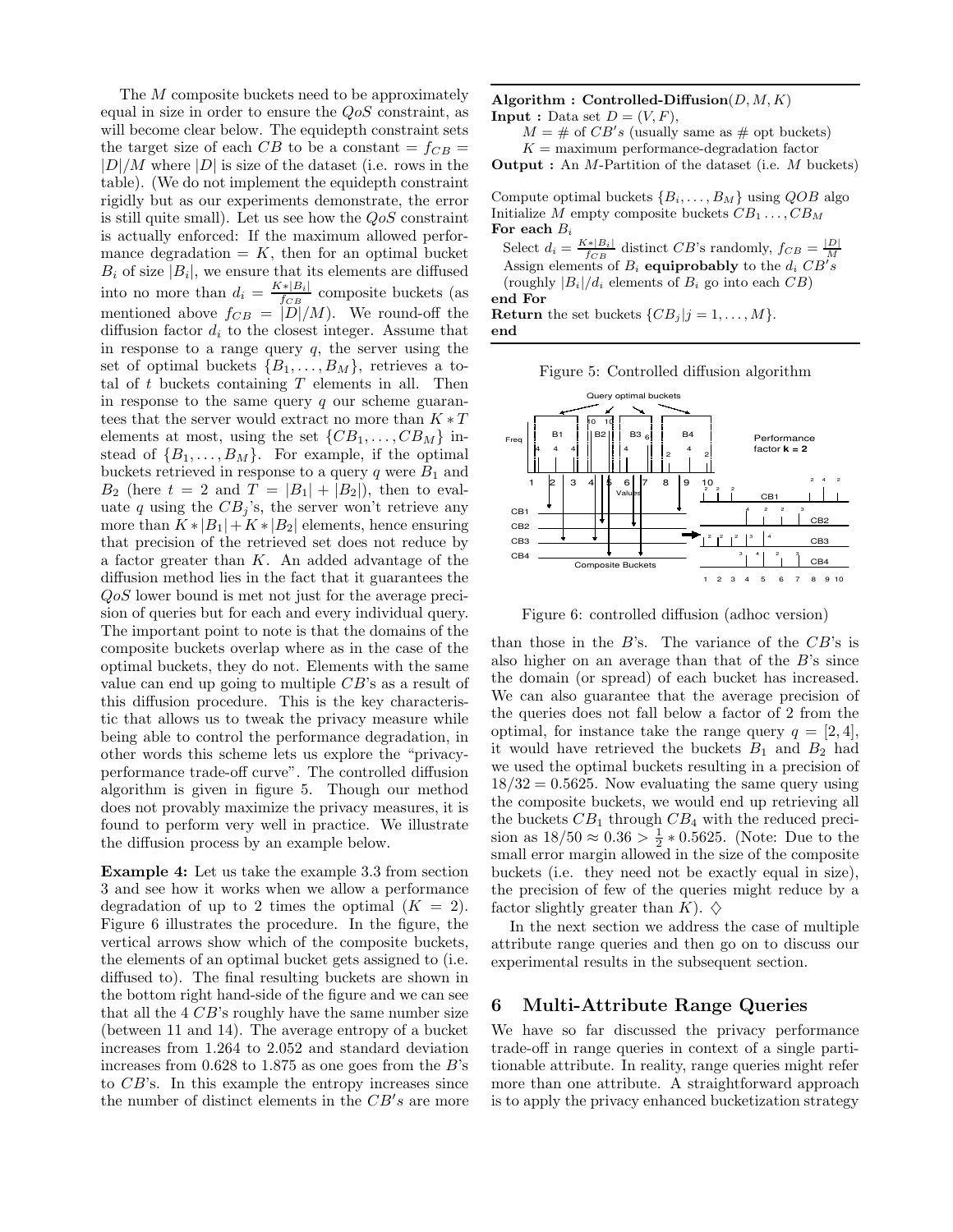The $M$ composite buckets need to be approximately equal in size in order to ensure the $QoS$ constraint, as will become clear below. The equidepth constraint sets the target size of each $CB$ to be a constant $= f_{CB} = |D|/M$ where $|D|$ is size of the dataset (i.e. rows in the table). (We do not implement the equidepth constraint rigidly but as our experiments demonstrate, the error is still quite small). Let us see how the $QoS$ constraint is actually enforced: If the maximum allowed performance degradation $= K$, then for an optimal bucket $B_i$ of size $|B_i|$, we ensure that its elements are diffused into no more than $d_i = \frac{K*|B_i|}{f_{CB}}$ composite buckets (as mentioned above $f_{CB} = |D|/M$). We round-off the diffusion factor $d_i$ to the closest integer. Assume that in response to a range query $q$, the server using the set of optimal buckets $\{B_1, \ldots, B_M\}$, retrieves a total of $t$ buckets containing $T$ elements in all. Then in response to the same query $q$ our scheme guarantees that the server would extract no more than $K * T$ elements at most, using the set $\{CB_1, \ldots, CB_M\}$ instead of $\{B_1, \ldots, B_M\}$. For example, if the optimal buckets retrieved in response to a query $q$ were $B_1$ and $B_2$ (here $t = 2$ and $T = |B_1| + |B_2|$), then to evaluate $q$ using the $CB_j$'s, the server won't retrieve any more than $K * |B_1| + K * |B_2|$ elements, hence ensuring that precision of the retrieved set does not reduce by a factor greater than $K$. An added advantage of the diffusion method lies in the fact that it guarantees the $QoS$ lower bound is met not just for the average precision of queries but for each and every individual query. The important point to note is that the domains of the composite buckets overlap where as in the case of the optimal buckets, they do not. Elements with the same value can end up going to multiple $CB$'s as a result of this diffusion procedure. This is the key characteristic that allows us to tweak the privacy measure while being able to control the performance degradation, in other words this scheme lets us explore the "privacy-performance trade-off curve". The controlled diffusion algorithm is given in figure 5. Though our method does not provably maximize the privacy measures, it is found to perform very well in practice. We illustrate the diffusion process by an example below.

**Example 4:** Let us take the example 3.3 from section 3 and see how it works when we allow a performance degradation of up to 2 times the optimal ($K = 2$). Figure 6 illustrates the procedure. In the figure, the vertical arrows show which of the composite buckets, the elements of an optimal bucket gets assigned to (i.e. diffused to). The final resulting buckets are shown in the bottom right hand-side of the figure and we can see that all the 4 $CB$'s roughly have the same number size (between 11 and 14). The average entropy of a bucket increases from 1.264 to 2.052 and standard deviation increases from 0.628 to 1.875 as one goes from the $B$'s to $CB$'s. In this example the entropy increases since the number of distinct elements in the $CB's$ are more than those in the $B$'s. The variance of the $CB$'s is also higher on an average than that of the $B$'s since the domain (or spread) of each bucket has increased. We can also guarantee that the average precision of the queries does not fall below a factor of 2 from the optimal, for instance take the range query $q = [2, 4]$, it would have retrieved the buckets $B_1$ and $B_2$ had we used the optimal buckets resulting in a precision of $18/32 = 0.5625$. Now evaluating the same query using the composite buckets, we would end up retrieving all the buckets $CB_1$ through $CB_4$ with the reduced precision as $18/50 \approx 0.36 > \frac{1}{2} * 0.5625$. (Note: Due to the small error margin allowed in the size of the composite buckets (i.e. they need not be exactly equal in size), the precision of few of the queries might reduce by a factor slightly greater than $K$). $\diamondsuit$

In the next section we address the case of multiple attribute range queries and then go on to discuss our experimental results in the subsequent section.

```
Algorithm : Controlled-Diffusion(D, M, K)
Input : Data set D = (V, F),
        M = # of CB's (usually same as # opt buckets)
        K = maximum performance-degradation factor
Output : An M-Partition of the dataset (i.e. M buckets)

Compute optimal buckets {B_i, ..., B_M} using QOB algo
Initialize M empty composite buckets CB_1 ..., CB_M
For each B_i
   Select d_i = K*|B_i| / f_CB distinct CB's randomly, f_CB = |D| / M
   Assign elements of B_i equiprobably to the d_i CB's
   (roughly |B_i|/d_i elements of B_i go into each CB)
end For
Return the set buckets {CB_j | j = 1, ..., M}.
end
```

Figure 5: Controlled diffusion algorithm

Figure 6: controlled diffusion (adhoc version)

# 6 Multi-Attribute Range Queries

We have so far discussed the privacy performance trade-off in range queries in context of a single partitionable attribute. In reality, range queries might refer more than one attribute. A straightforward approach is to apply the privacy enhanced bucketization strategy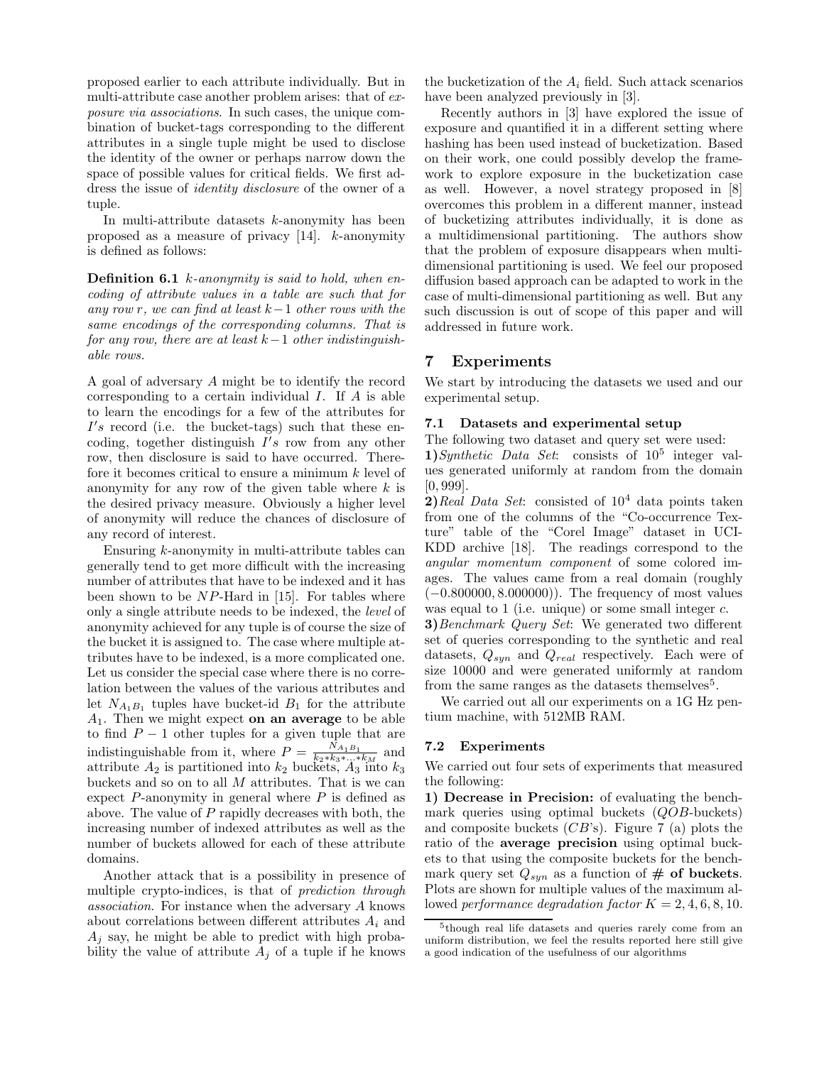proposed earlier to each attribute individually. But in multi-attribute case another problem arises: that of *exposure via associations*. In such cases, the unique combination of bucket-tags corresponding to the different attributes in a single tuple might be used to disclose the identity of the owner or perhaps narrow down the space of possible values for critical fields. We first address the issue of *identity disclosure* of the owner of a tuple.

In multi-attribute datasets $k$-anonymity has been proposed as a measure of privacy [14]. $k$-anonymity is defined as follows:

**Definition 6.1** *$k$-anonymity is said to hold, when encoding of attribute values in a table are such that for any row $r$, we can find at least $k-1$ other rows with the same encodings of the corresponding columns. That is for any row, there are at least $k-1$ other indistinguishable rows.*

A goal of adversary $A$ might be to identify the record corresponding to a certain individual $I$. If $A$ is able to learn the encodings for a few of the attributes for $I's$ record (i.e. the bucket-tags) such that these encoding, together distinguish $I's$ row from any other row, then disclosure is said to have occurred. Therefore it becomes critical to ensure a minimum $k$ level of anonymity for any row of the given table where $k$ is the desired privacy measure. Obviously a higher level of anonymity will reduce the chances of disclosure of any record of interest.

Ensuring $k$-anonymity in multi-attribute tables can generally tend to get more difficult with the increasing number of attributes that have to be indexed and it has been shown to be $NP$-Hard in [15]. For tables where only a single attribute needs to be indexed, the *level* of anonymity achieved for any tuple is of course the size of the bucket it is assigned to. The case where multiple attributes have to be indexed, is a more complicated one. Let us consider the special case where there is no correlation between the values of the various attributes and let $N_{A_1B_1}$ tuples have bucket-id $B_1$ for the attribute $A_1$. Then we might expect **on an average** to be able to find $P-1$ other tuples for a given tuple that are indistinguishable from it, where $P = \frac{N_{A_1B_1}}{k_2 * k_3 * \ldots * k_M}$ and attribute $A_2$ is partitioned into $k_2$ buckets, $A_3$ into $k_3$ buckets and so on to all $M$ attributes. That is we can expect $P$-anonymity in general where $P$ is defined as above. The value of $P$ rapidly decreases with both, the increasing number of indexed attributes as well as the number of buckets allowed for each of these attribute domains.

Another attack that is a possibility in presence of multiple crypto-indices, is that of *prediction through association*. For instance when the adversary $A$ knows about correlations between different attributes $A_i$ and $A_j$ say, he might be able to predict with high probability the value of attribute $A_j$ of a tuple if he knows the bucketization of the $A_i$ field. Such attack scenarios have been analyzed previously in [3].

Recently authors in [3] have explored the issue of exposure and quantified it in a different setting where hashing has been used instead of bucketization. Based on their work, one could possibly develop the framework to explore exposure in the bucketization case as well. However, a novel strategy proposed in [8] overcomes this problem in a different manner, instead of bucketizing attributes individually, it is done as a multidimensional partitioning. The authors show that the problem of exposure disappears when multidimensional partitioning is used. We feel our proposed diffusion based approach can be adapted to work in the case of multi-dimensional partitioning as well. But any such discussion is out of scope of this paper and will addressed in future work.

# 7 Experiments

We start by introducing the datasets we used and our experimental setup.

## 7.1 Datasets and experimental setup

The following two dataset and query set were used:

**1)** *Synthetic Data Set*: consists of $10^5$ integer values generated uniformly at random from the domain $[0, 999]$.

**2)** *Real Data Set*: consisted of $10^4$ data points taken from one of the columns of the "Co-occurrence Texture" table of the "Corel Image" dataset in UCI-KDD archive [18]. The readings correspond to the *angular momentum component* of some colored images. The values came from a real domain (roughly $(-0.800000, 8.000000)$). The frequency of most values was equal to 1 (i.e. unique) or some small integer $c$.

**3)** *Benchmark Query Set*: We generated two different set of queries corresponding to the synthetic and real datasets, $Q_{syn}$ and $Q_{real}$ respectively. Each were of size 10000 and were generated uniformly at random from the same ranges as the datasets themselves[5].

We carried out all our experiments on a 1G Hz pentium machine, with 512MB RAM.

## 7.2 Experiments

We carried out four sets of experiments that measured the following:

**1) Decrease in Precision:** of evaluating the benchmark queries using optimal buckets ($QOB$-buckets) and composite buckets ($CB$'s). Figure 7 (a) plots the ratio of the **average precision** using optimal buckets to that using the composite buckets for the benchmark query set $Q_{syn}$ as a function of **# of buckets**. Plots are shown for multiple values of the maximum allowed *performance degradation factor* $K = 2, 4, 6, 8, 10$.

[5] though real life datasets and queries rarely come from an uniform distribution, we feel the results reported here still give a good indication of the usefulness of our algorithms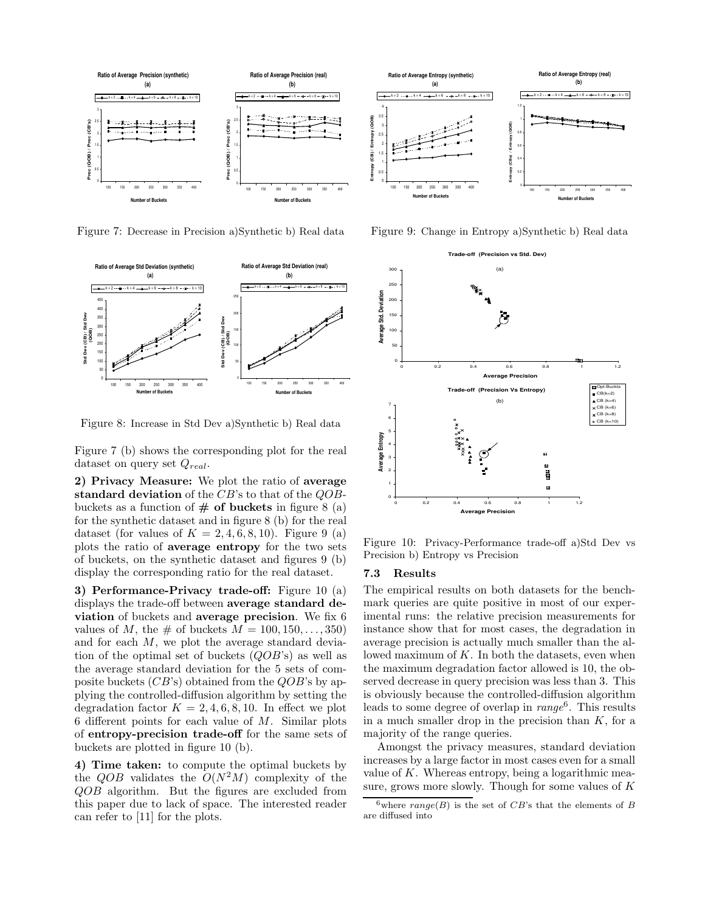Figure 7: Decrease in Precision a)Synthetic b) Real data

Figure 9: Change in Entropy a)Synthetic b) Real data

Figure 8: Increase in Std Dev a)Synthetic b) Real data

Figure 10: Privacy-Performance trade-off a)Std Dev vs Precision b) Entropy vs Precision

Figure 7 (b) shows the corresponding plot for the real dataset on query set $Q_{real}$.

**2) Privacy Measure:** We plot the ratio of **average standard deviation** of the $CB$'s to that of the $QOB$-buckets as a function of **# of buckets** in figure 8 (a) for the synthetic dataset and in figure 8 (b) for the real dataset (for values of $K = 2, 4, 6, 8, 10$). Figure 9 (a) plots the ratio of **average entropy** for the two sets of buckets, on the synthetic dataset and figures 9 (b) display the corresponding ratio for the real dataset.

**3) Performance-Privacy trade-off:** Figure 10 (a) displays the trade-off between **average standard deviation** of buckets and **average precision**. We fix 6 values of $M$, the # of buckets $M = 100, 150, \ldots, 350$) and for each $M$, we plot the average standard deviation of the optimal set of buckets ($QOB$'s) as well as the average standard deviation for the 5 sets of composite buckets ($CB$'s) obtained from the $QOB$'s by applying the controlled-diffusion algorithm by setting the degradation factor $K = 2, 4, 6, 8, 10$. In effect we plot 6 different points for each value of $M$. Similar plots of **entropy-precision trade-off** for the same sets of buckets are plotted in figure 10 (b).

**4) Time taken:** to compute the optimal buckets by the $QOB$ validates the $O(N^2M)$ complexity of the $QOB$ algorithm. But the figures are excluded from this paper due to lack of space. The interested reader can refer to [11] for the plots.

### 7.3 Results

The empirical results on both datasets for the benchmark queries are quite positive in most of our experimental runs: the relative precision measurements for instance show that for most cases, the degradation in average precision is actually much smaller than the allowed maximum of $K$. In both the datasets, even when the maximum degradation factor allowed is 10, the observed decrease in query precision was less than 3. This is obviously because the controlled-diffusion algorithm leads to some degree of overlap in *range*[6]. This results in a much smaller drop in the precision than $K$, for a majority of the range queries.

Amongst the privacy measures, standard deviation increases by a large factor in most cases even for a small value of $K$. Whereas entropy, being a logarithmic measure, grows more slowly. Though for some values of $K$

[6] where $range(B)$ is the set of $CB$'s that the elements of $B$ are diffused into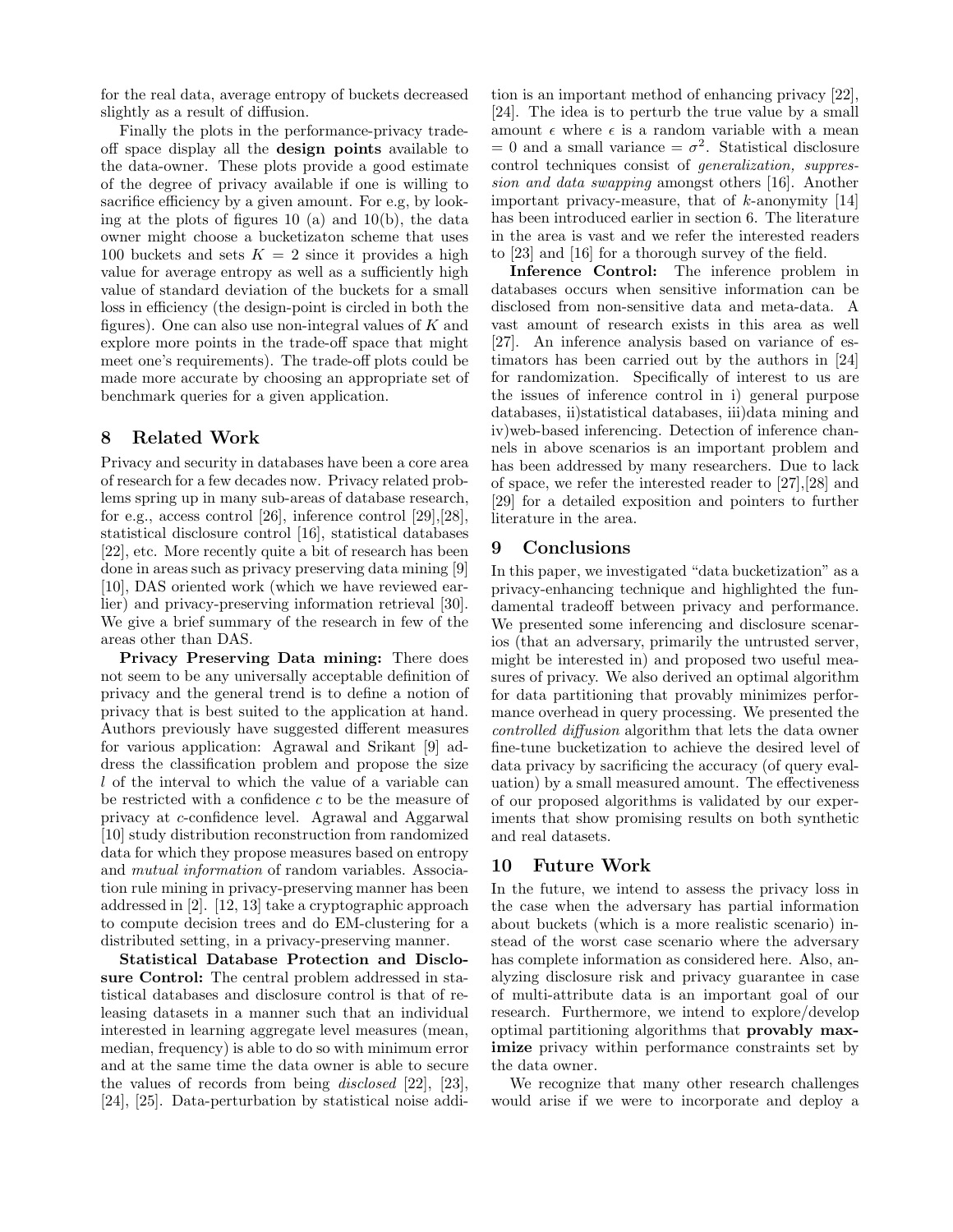for the real data, average entropy of buckets decreased slightly as a result of diffusion.

Finally the plots in the performance-privacy tradeoff space display all the **design points** available to the data-owner. These plots provide a good estimate of the degree of privacy available if one is willing to sacrifice efficiency by a given amount. For e.g, by looking at the plots of figures 10 (a) and 10(b), the data owner might choose a bucketizaton scheme that uses 100 buckets and sets $K = 2$ since it provides a high value for average entropy as well as a sufficiently high value of standard deviation of the buckets for a small loss in efficiency (the design-point is circled in both the figures). One can also use non-integral values of $K$ and explore more points in the trade-off space that might meet one's requirements). The trade-off plots could be made more accurate by choosing an appropriate set of benchmark queries for a given application.

## 8 Related Work

Privacy and security in databases have been a core area of research for a few decades now. Privacy related problems spring up in many sub-areas of database research, for e.g., access control [26], inference control [29],[28], statistical disclosure control [16], statistical databases [22], etc. More recently quite a bit of research has been done in areas such as privacy preserving data mining [9] [10], DAS oriented work (which we have reviewed earlier) and privacy-preserving information retrieval [30]. We give a brief summary of the research in few of the areas other than DAS.

**Privacy Preserving Data mining:** There does not seem to be any universally acceptable definition of privacy and the general trend is to define a notion of privacy that is best suited to the application at hand. Authors previously have suggested different measures for various application: Agrawal and Srikant [9] address the classification problem and propose the size $l$ of the interval to which the value of a variable can be restricted with a confidence $c$ to be the measure of privacy at $c$-confidence level. Agrawal and Aggarwal [10] study distribution reconstruction from randomized data for which they propose measures based on entropy and *mutual information* of random variables. Association rule mining in privacy-preserving manner has been addressed in [2]. [12, 13] take a cryptographic approach to compute decision trees and do EM-clustering for a distributed setting, in a privacy-preserving manner.

**Statistical Database Protection and Disclosure Control:** The central problem addressed in statistical databases and disclosure control is that of releasing datasets in a manner such that an individual interested in learning aggregate level measures (mean, median, frequency) is able to do so with minimum error and at the same time the data owner is able to secure the values of records from being *disclosed* [22], [23], [24], [25]. Data-perturbation by statistical noise addition is an important method of enhancing privacy [22], [24]. The idea is to perturb the true value by a small amount $\epsilon$ where $\epsilon$ is a random variable with a mean $= 0$ and a small variance $= \sigma^2$. Statistical disclosure control techniques consist of *generalization, suppression and data swapping* amongst others [16]. Another important privacy-measure, that of $k$-anonymity [14] has been introduced earlier in section 6. The literature in the area is vast and we refer the interested readers to [23] and [16] for a thorough survey of the field.

**Inference Control:** The inference problem in databases occurs when sensitive information can be disclosed from non-sensitive data and meta-data. A vast amount of research exists in this area as well [27]. An inference analysis based on variance of estimators has been carried out by the authors in [24] for randomization. Specifically of interest to us are the issues of inference control in i) general purpose databases, ii)statistical databases, iii)data mining and iv)web-based inferencing. Detection of inference channels in above scenarios is an important problem and has been addressed by many researchers. Due to lack of space, we refer the interested reader to [27],[28] and [29] for a detailed exposition and pointers to further literature in the area.

## 9 Conclusions

In this paper, we investigated "data bucketization" as a privacy-enhancing technique and highlighted the fundamental tradeoff between privacy and performance. We presented some inferencing and disclosure scenarios (that an adversary, primarily the untrusted server, might be interested in) and proposed two useful measures of privacy. We also derived an optimal algorithm for data partitioning that provably minimizes performance overhead in query processing. We presented the *controlled diffusion* algorithm that lets the data owner fine-tune bucketization to achieve the desired level of data privacy by sacrificing the accuracy (of query evaluation) by a small measured amount. The effectiveness of our proposed algorithms is validated by our experiments that show promising results on both synthetic and real datasets.

## 10 Future Work

In the future, we intend to assess the privacy loss in the case when the adversary has partial information about buckets (which is a more realistic scenario) instead of the worst case scenario where the adversary has complete information as considered here. Also, analyzing disclosure risk and privacy guarantee in case of multi-attribute data is an important goal of our research. Furthermore, we intend to explore/develop optimal partitioning algorithms that **provably maximize** privacy within performance constraints set by the data owner.

We recognize that many other research challenges would arise if we were to incorporate and deploy a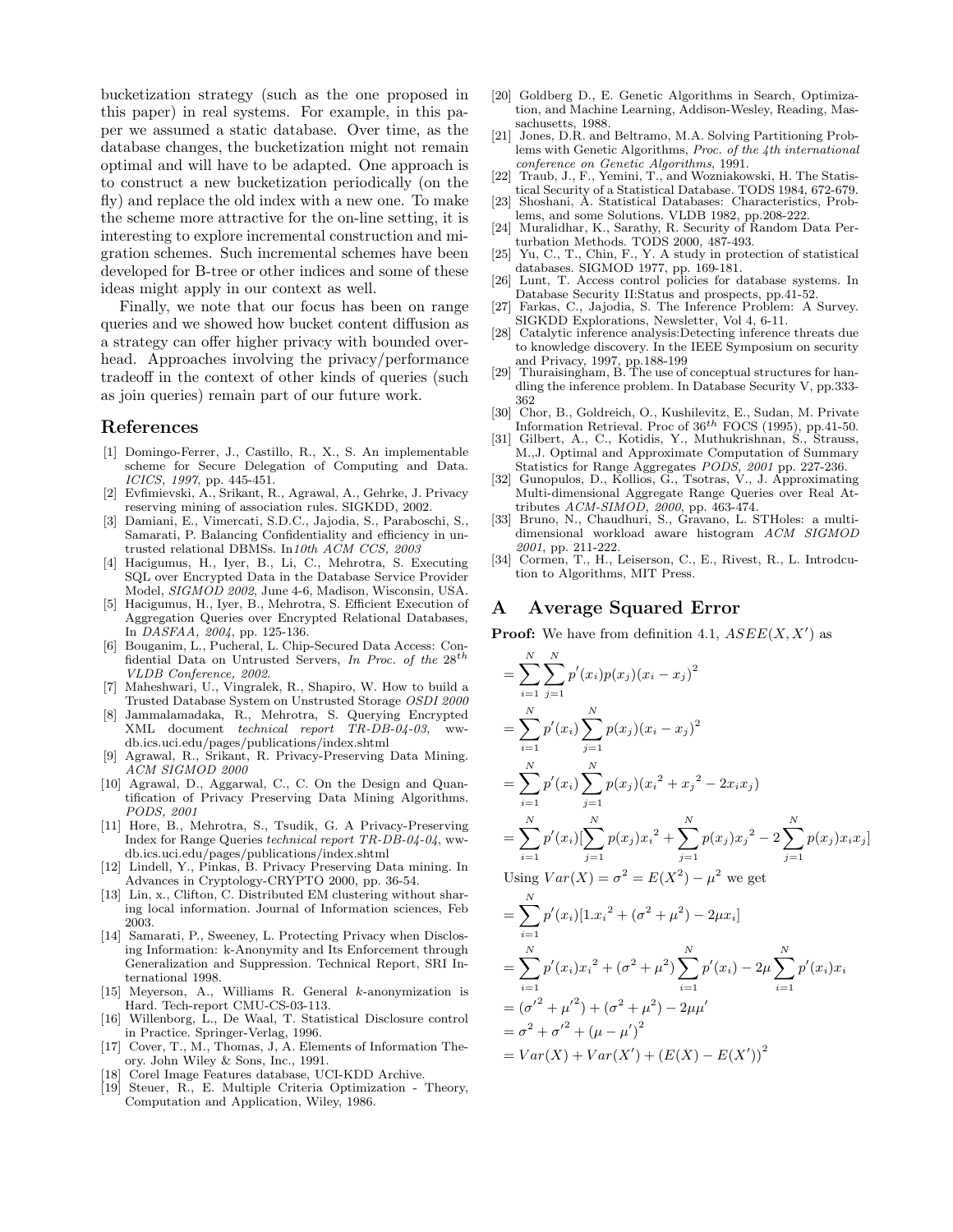bucketization strategy (such as the one proposed in this paper) in real systems. For example, in this paper we assumed a static database. Over time, as the database changes, the bucketization might not remain optimal and will have to be adapted. One approach is to construct a new bucketization periodically (on the fly) and replace the old index with a new one. To make the scheme more attractive for the on-line setting, it is interesting to explore incremental construction and migration schemes. Such incremental schemes have been developed for B-tree or other indices and some of these ideas might apply in our context as well.

Finally, we note that our focus has been on range queries and we showed how bucket content diffusion as a strategy can offer higher privacy with bounded overhead. Approaches involving the privacy/performance tradeoff in the context of other kinds of queries (such as join queries) remain part of our future work.

## References

[1] Domingo-Ferrer, J., Castillo, R., X., S. An implementable scheme for Secure Delegation of Computing and Data. *ICICS, 1997*, pp. 445-451.

[2] Evfimievski, A., Srikant, R., Agrawal, A., Gehrke, J. Privacy reserving mining of association rules. SIGKDD, 2002.

[3] Damiani, E., Vimercati, S.D.C., Jajodia, S., Paraboschi, S., Samarati, P. Balancing Confidentiality and efficiency in untrusted relational DBMSs. In*10th ACM CCS, 2003*

[4] Hacigumus, H., Iyer, B., Li, C., Mehrotra, S. Executing SQL over Encrypted Data in the Database Service Provider Model, *SIGMOD 2002*, June 4-6, Madison, Wisconsin, USA.

[5] Hacigumus, H., Iyer, B., Mehrotra, S. Efficient Execution of Aggregation Queries over Encrypted Relational Databases, In *DASFAA, 2004*, pp. 125-136.

[6] Bouganim, L., Pucheral, L. Chip-Secured Data Access: Confidential Data on Untrusted Servers, *In Proc. of the* $28^{th}$ *VLDB Conference, 2002*.

[7] Maheshwari, U., Vingralek, R., Shapiro, W. How to build a Trusted Database System on Unstrusted Storage *OSDI 2000*

[8] Jammalamadaka, R., Mehrotra, S. Querying Encrypted XML document *technical report TR-DB-04-03*, www-db.ics.uci.edu/pages/publications/index.shtml

[9] Agrawal, R., Srikant, R. Privacy-Preserving Data Mining. *ACM SIGMOD 2000*

[10] Agrawal, D., Aggarwal, C., C. On the Design and Quantification of Privacy Preserving Data Mining Algorithms. *PODS, 2001*

[11] Hore, B., Mehrotra, S., Tsudik, G. A Privacy-Preserving Index for Range Queries *technical report TR-DB-04-04*, www-db.ics.uci.edu/pages/publications/index.shtml

[12] Lindell, Y., Pinkas, B. Privacy Preserving Data mining. In Advances in Cryptology-CRYPTO 2000, pp. 36-54.

[13] Lin, x., Clifton, C. Distributed EM clustering without sharing local information. Journal of Information sciences, Feb 2003.

[14] Samarati, P., Sweeney, L. Protecting Privacy when Disclosing Information: k-Anonymity and Its Enforcement through Generalization and Suppression. Technical Report, SRI International 1998.

[15] Meyerson, A., Williams R. General *k*-anonymization is Hard. Tech-report CMU-CS-03-113.

[16] Willenborg, L., De Waal, T. Statistical Disclosure control in Practice. Springer-Verlag, 1996.

[17] Cover, T., M., Thomas, J, A. Elements of Information Theory. John Wiley & Sons, Inc., 1991.

[18] Corel Image Features database, UCI-KDD Archive.

[19] Steuer, R., E. Multiple Criteria Optimization - Theory, Computation and Application, Wiley, 1986.

[20] Goldberg D., E. Genetic Algorithms in Search, Optimization, and Machine Learning, Addison-Wesley, Reading, Massachusetts, 1988.

[21] Jones, D.R. and Beltramo, M.A. Solving Partitioning Problems with Genetic Algorithms, *Proc. of the 4th international conference on Genetic Algorithms*, 1991.

[22] Traub, J., F., Yemini, T., and Wozniakowski, H. The Statistical Security of a Statistical Database. TODS 1984, 672-679.

[23] Shoshani, A. Statistical Databases: Characteristics, Problems, and some Solutions. VLDB 1982, pp.208-222.

[24] Muralidhar, K., Sarathy, R. Security of Random Data Perturbation Methods. TODS 2000, 487-493.

[25] Yu, C., T., Chin, F., Y. A study in protection of statistical databases. SIGMOD 1977, pp. 169-181.

[26] Lunt, T. Access control policies for database systems. In Database Security II:Status and prospects, pp.41-52.

[27] Farkas, C., Jajodia, S. The Inference Problem: A Survey. SIGKDD Explorations, Newsletter, Vol 4, 6-11.

[28] Catalytic inference analysis:Detecting inference threats due to knowledge discovery. In the IEEE Symposium on security and Privacy, 1997, pp.188-199

[29] Thuraisingham, B. The use of conceptual structures for handling the inference problem. In Database Security V, pp.333-362

[30] Chor, B., Goldreich, O., Kushilevitz, E., Sudan, M. Private Information Retrieval. Proc of $36^{th}$ FOCS (1995), pp.41-50.

[31] Gilbert, A., C., Kotidis, Y., Muthukrishnan, S., Strauss, M.,J. Optimal and Approximate Computation of Summary Statistics for Range Aggregates *PODS, 2001* pp. 227-236.

[32] Gunopulos, D., Kollios, G., Tsotras, V., J. Approximating Multi-dimensional Aggregate Range Queries over Real Attributes *ACM-SIMOD, 2000*, pp. 463-474.

[33] Bruno, N., Chaudhuri, S., Gravano, L. STHoles: a multidimensional workload aware histogram *ACM SIGMOD 2001*, pp. 211-222.

[34] Cormen, T., H., Leiserson, C., E., Rivest, R., L. Introdcution to Algorithms, MIT Press.

## A Average Squared Error

**Proof:** We have from definition 4.1, $ASEE(X, X')$ as

$$= \sum_{i=1}^{N}\sum_{j=1}^{N} p'(x_i)p(x_j)(x_i - x_j)^2$$

$$= \sum_{i=1}^{N} p'(x_i)\sum_{j=1}^{N} p(x_j)(x_i - x_j)^2$$

$$= \sum_{i=1}^{N} p'(x_i)\sum_{j=1}^{N} p(x_j)({x_i}^2 + {x_j}^2 - 2x_i x_j)$$

$$= \sum_{i=1}^{N} p'(x_i)[\sum_{j=1}^{N} p(x_j){x_i}^2 + \sum_{j=1}^{N} p(x_j){x_j}^2 - 2\sum_{j=1}^{N} p(x_j)x_i x_j]$$

Using $Var(X) = \sigma^2 = E(X^2) - \mu^2$ we get

$$= \sum_{i=1}^{N} p'(x_i)[1.{x_i}^2 + (\sigma^2 + \mu^2) - 2\mu x_i]$$

$$= \sum_{i=1}^{N} p'(x_i){x_i}^2 + (\sigma^2 + \mu^2)\sum_{i=1}^{N} p'(x_i) - 2\mu\sum_{i=1}^{N} p'(x_i)x_i$$

$$= ({\sigma'}^2 + {\mu'}^2) + (\sigma^2 + \mu^2) - 2\mu\mu'$$

$$= \sigma^2 + {\sigma'}^2 + (\mu - \mu')^2$$

$$= Var(X) + Var(X') + (E(X) - E(X'))^2$$